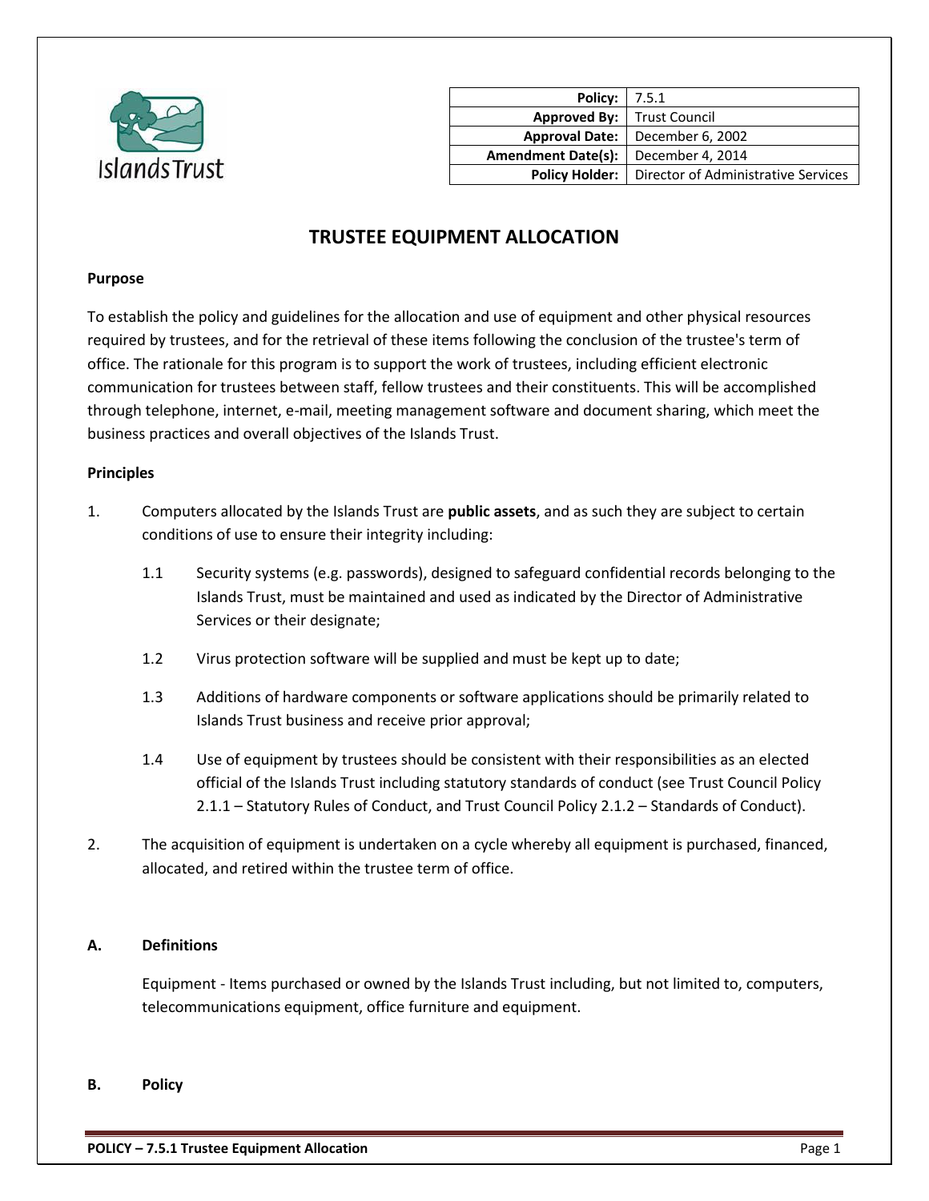| Policy: | 7.5.1 |
|---|---|
| Approved By: | Trust Council |
| Approval Date: | December 6, 2002 |
| Amendment Date(s): | December 4, 2014 |
| Policy Holder: | Director of Administrative Services |

# TRUSTEE EQUIPMENT ALLOCATION

**Purpose**

To establish the policy and guidelines for the allocation and use of equipment and other physical resources required by trustees, and for the retrieval of these items following the conclusion of the trustee's term of office. The rationale for this program is to support the work of trustees, including efficient electronic communication for trustees between staff, fellow trustees and their constituents. This will be accomplished through telephone, internet, e-mail, meeting management software and document sharing, which meet the business practices and overall objectives of the Islands Trust.

**Principles**

1. Computers allocated by the Islands Trust are **public assets**, and as such they are subject to certain conditions of use to ensure their integrity including:

   1.1 Security systems (e.g. passwords), designed to safeguard confidential records belonging to the Islands Trust, must be maintained and used as indicated by the Director of Administrative Services or their designate;

   1.2 Virus protection software will be supplied and must be kept up to date;

   1.3 Additions of hardware components or software applications should be primarily related to Islands Trust business and receive prior approval;

   1.4 Use of equipment by trustees should be consistent with their responsibilities as an elected official of the Islands Trust including statutory standards of conduct (see Trust Council Policy 2.1.1 – Statutory Rules of Conduct, and Trust Council Policy 2.1.2 – Standards of Conduct).

2. The acquisition of equipment is undertaken on a cycle whereby all equipment is purchased, financed, allocated, and retired within the trustee term of office.

**A. Definitions**

Equipment - Items purchased or owned by the Islands Trust including, but not limited to, computers, telecommunications equipment, office furniture and equipment.

**B. Policy**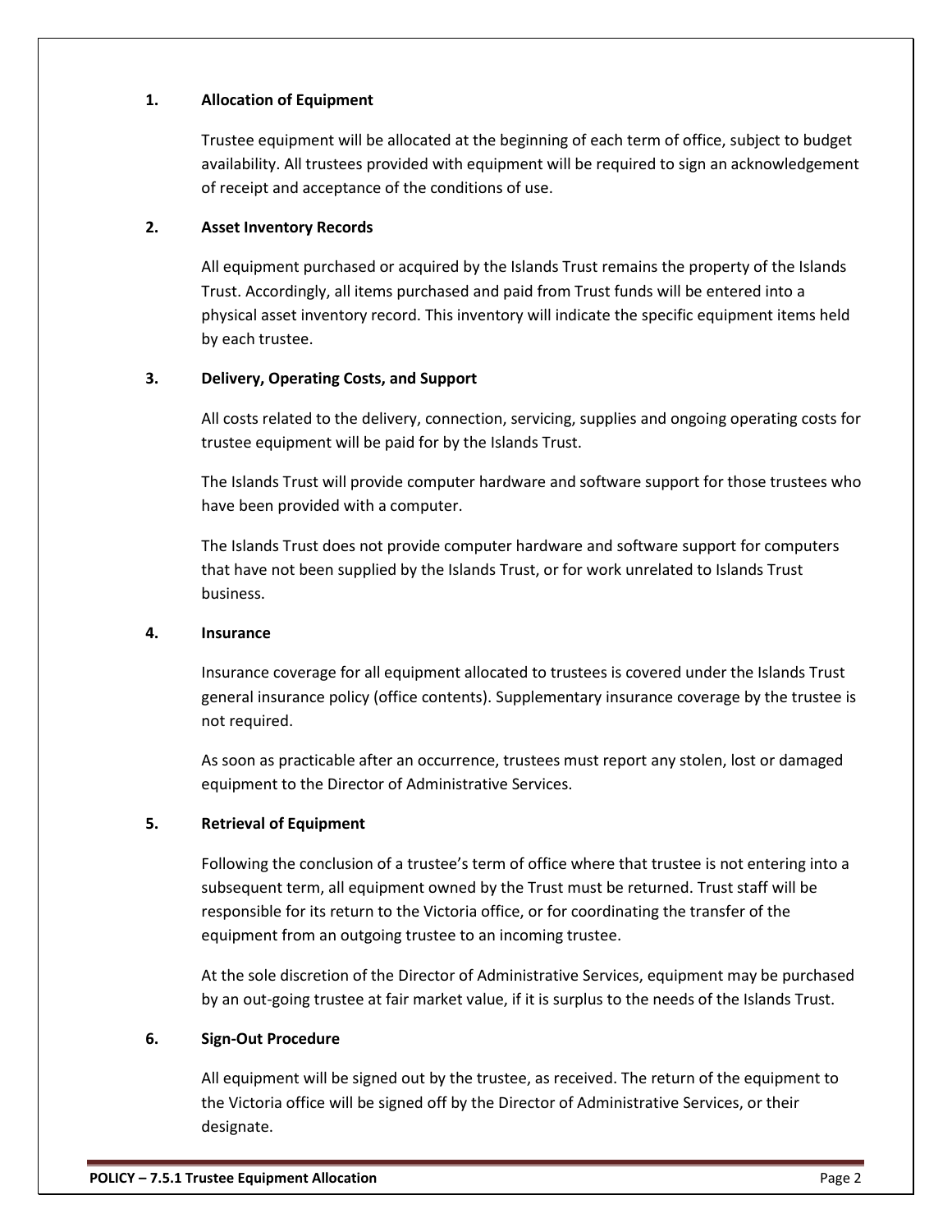## 1. Allocation of Equipment

Trustee equipment will be allocated at the beginning of each term of office, subject to budget availability. All trustees provided with equipment will be required to sign an acknowledgement of receipt and acceptance of the conditions of use.

## 2. Asset Inventory Records

All equipment purchased or acquired by the Islands Trust remains the property of the Islands Trust. Accordingly, all items purchased and paid from Trust funds will be entered into a physical asset inventory record. This inventory will indicate the specific equipment items held by each trustee.

## 3. Delivery, Operating Costs, and Support

All costs related to the delivery, connection, servicing, supplies and ongoing operating costs for trustee equipment will be paid for by the Islands Trust.

The Islands Trust will provide computer hardware and software support for those trustees who have been provided with a computer.

The Islands Trust does not provide computer hardware and software support for computers that have not been supplied by the Islands Trust, or for work unrelated to Islands Trust business.

## 4. Insurance

Insurance coverage for all equipment allocated to trustees is covered under the Islands Trust general insurance policy (office contents). Supplementary insurance coverage by the trustee is not required.

As soon as practicable after an occurrence, trustees must report any stolen, lost or damaged equipment to the Director of Administrative Services.

## 5. Retrieval of Equipment

Following the conclusion of a trustee's term of office where that trustee is not entering into a subsequent term, all equipment owned by the Trust must be returned. Trust staff will be responsible for its return to the Victoria office, or for coordinating the transfer of the equipment from an outgoing trustee to an incoming trustee.

At the sole discretion of the Director of Administrative Services, equipment may be purchased by an out-going trustee at fair market value, if it is surplus to the needs of the Islands Trust.

## 6. Sign-Out Procedure

All equipment will be signed out by the trustee, as received. The return of the equipment to the Victoria office will be signed off by the Director of Administrative Services, or their designate.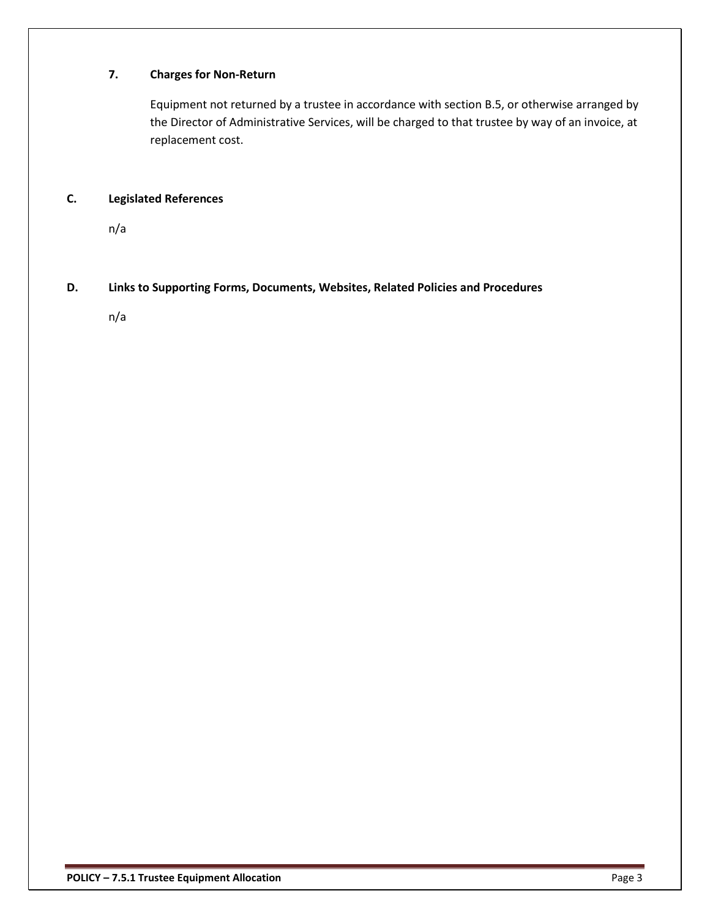### 7. Charges for Non-Return

Equipment not returned by a trustee in accordance with section B.5, or otherwise arranged by the Director of Administrative Services, will be charged to that trustee by way of an invoice, at replacement cost.

## C. Legislated References

n/a

## D. Links to Supporting Forms, Documents, Websites, Related Policies and Procedures

n/a